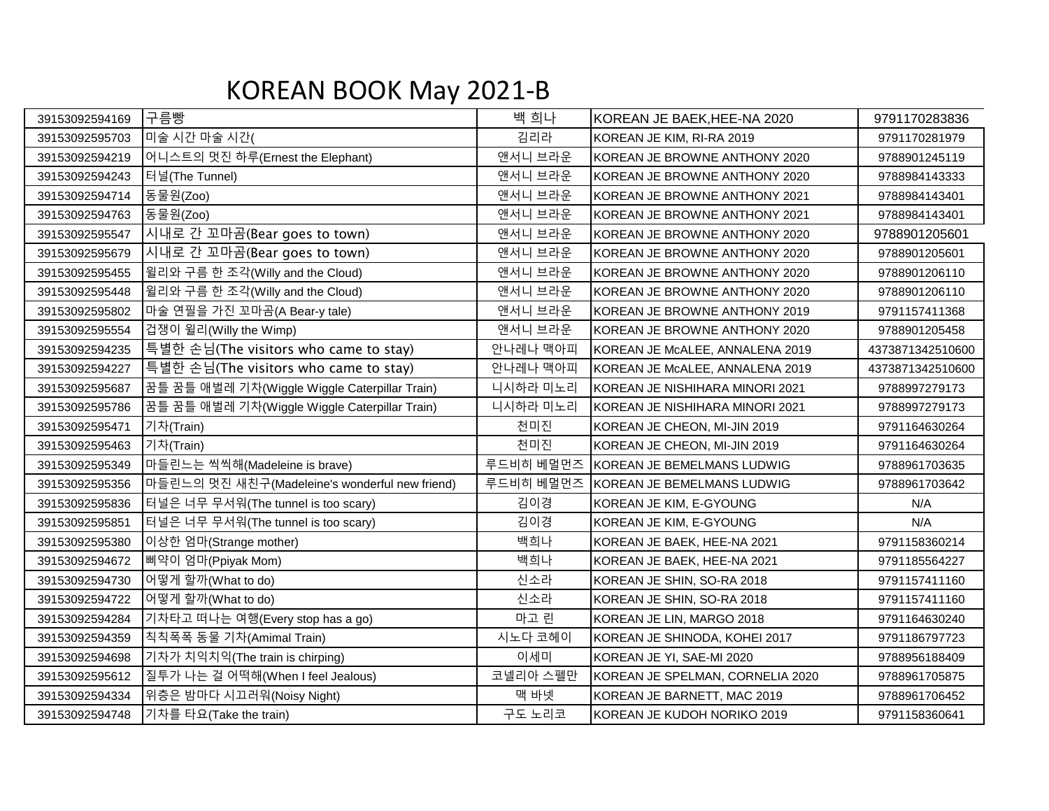# KOREAN BOOK May 2021-B

| | | | | |
|---|---|---|---|---|
| 39153092594169 | 구름빵 | 백 희나 | KOREAN JE BAEK,HEE-NA 2020 | 9791170283836 |
| 39153092595703 | 미술 시간 마술 시간( | 김리라 | KOREAN JE KIM, RI-RA 2019 | 9791170281979 |
| 39153092594219 | 어니스트의 멋진 하루(Ernest the Elephant) | 앤서니 브라운 | KOREAN JE BROWNE ANTHONY 2020 | 9788901245119 |
| 39153092594243 | 터널(The Tunnel) | 앤서니 브라운 | KOREAN JE BROWNE ANTHONY 2020 | 9788984143333 |
| 39153092594714 | 동물원(Zoo) | 앤서니 브라운 | KOREAN JE BROWNE ANTHONY 2021 | 9788984143401 |
| 39153092594763 | 동물원(Zoo) | 앤서니 브라운 | KOREAN JE BROWNE ANTHONY 2021 | 9788984143401 |
| 39153092595547 | 시내로 간 꼬마곰(Bear goes to town) | 앤서니 브라운 | KOREAN JE BROWNE ANTHONY 2020 | 9788901205601 |
| 39153092595679 | 시내로 간 꼬마곰(Bear goes to town) | 앤서니 브라운 | KOREAN JE BROWNE ANTHONY 2020 | 9788901205601 |
| 39153092595455 | 윌리와 구름 한 조각(Willy and the Cloud) | 앤서니 브라운 | KOREAN JE BROWNE ANTHONY 2020 | 9788901206110 |
| 39153092595448 | 윌리와 구름 한 조각(Willy and the Cloud) | 앤서니 브라운 | KOREAN JE BROWNE ANTHONY 2020 | 9788901206110 |
| 39153092595802 | 마술 연필을 가진 꼬마곰(A Bear-y tale) | 앤서니 브라운 | KOREAN JE BROWNE ANTHONY 2019 | 9791157411368 |
| 39153092595554 | 겁쟁이 윌리(Willy the Wimp) | 앤서니 브라운 | KOREAN JE BROWNE ANTHONY 2020 | 9788901205458 |
| 39153092594235 | 특별한 손님(The visitors who came to stay) | 안나레나 맥아피 | KOREAN JE McALEE, ANNALENA 2019 | 4373871342510600 |
| 39153092594227 | 특별한 손님(The visitors who came to stay) | 안나레나 맥아피 | KOREAN JE McALEE, ANNALENA 2019 | 4373871342510600 |
| 39153092595687 | 꿈틀 꿈틀 애벌레 기차(Wiggle Wiggle Caterpillar Train) | 니시하라 미노리 | KOREAN JE NISHIHARA MINORI 2021 | 9788997279173 |
| 39153092595786 | 꿈틀 꿈틀 애벌레 기차(Wiggle Wiggle Caterpillar Train) | 니시하라 미노리 | KOREAN JE NISHIHARA MINORI 2021 | 9788997279173 |
| 39153092595471 | 기차(Train) | 천미진 | KOREAN JE CHEON, MI-JIN 2019 | 9791164630264 |
| 39153092595463 | 기차(Train) | 천미진 | KOREAN JE CHEON, MI-JIN 2019 | 9791164630264 |
| 39153092595349 | 마들린느는 씩씩해(Madeleine is brave) | 루드비히 베멀먼즈 | KOREAN JE BEMELMANS LUDWIG | 9788961703635 |
| 39153092595356 | 마들린느의 멋진 새친구(Madeleine's wonderful new friend) | 루드비히 베멀먼즈 | KOREAN JE BEMELMANS LUDWIG | 9788961703642 |
| 39153092595836 | 터널은 너무 무서워(The tunnel is too scary) | 김이경 | KOREAN JE KIM, E-GYOUNG | N/A |
| 39153092595851 | 터널은 너무 무서워(The tunnel is too scary) | 김이경 | KOREAN JE KIM, E-GYOUNG | N/A |
| 39153092595380 | 이상한 엄마(Strange mother) | 백희나 | KOREAN JE BAEK, HEE-NA 2021 | 9791158360214 |
| 39153092594672 | 삐약이 엄마(Ppiyak Mom) | 백희나 | KOREAN JE BAEK, HEE-NA 2021 | 9791185564227 |
| 39153092594730 | 어떻게 할까(What to do) | 신소라 | KOREAN JE SHIN, SO-RA 2018 | 9791157411160 |
| 39153092594722 | 어떻게 할까(What to do) | 신소라 | KOREAN JE SHIN, SO-RA 2018 | 9791157411160 |
| 39153092594284 | 기차타고 떠나는 여행(Every stop has a go) | 마고 린 | KOREAN JE LIN, MARGO 2018 | 9791164630240 |
| 39153092594359 | 칙칙폭폭 동물 기차(Amimal Train) | 시노다 코헤이 | KOREAN JE SHINODA, KOHEI 2017 | 9791186797723 |
| 39153092594698 | 기차가 치익치익(The train is chirping) | 이세미 | KOREAN JE YI, SAE-MI 2020 | 9788956188409 |
| 39153092595612 | 질투가 나는 걸 어떡해(When I feel Jealous) | 코넬리아 스펠만 | KOREAN JE SPELMAN, CORNELIA 2020 | 9788961705875 |
| 39153092594334 | 위층은 밤마다 시끄러워(Noisy Night) | 맥 바넷 | KOREAN JE BARNETT, MAC 2019 | 9788961706452 |
| 39153092594748 | 기차를 타요(Take the train) | 구도 노리코 | KOREAN JE KUDOH NORIKO 2019 | 9791158360641 |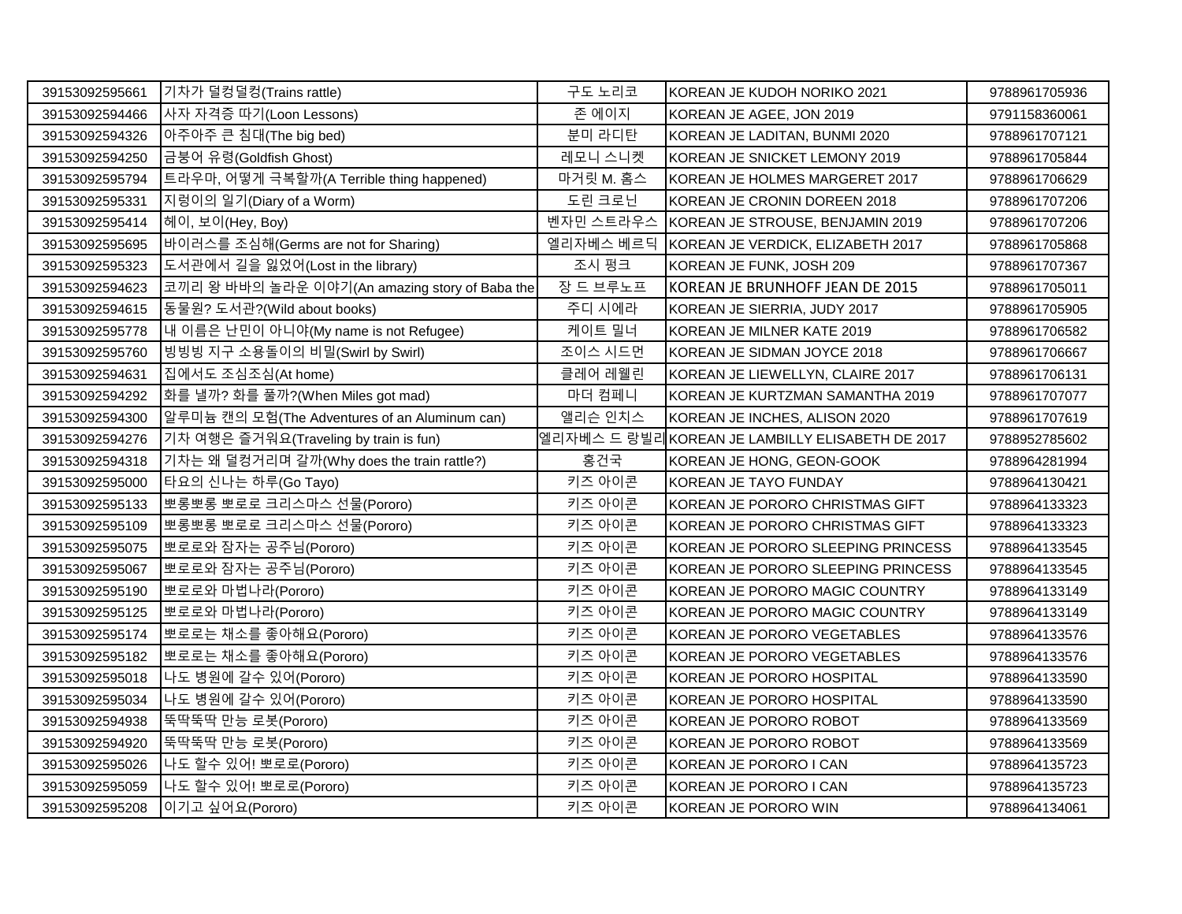| | | | | |
|---|---|---|---|---|
| 39153092595661 | 기차가 덜컹덜컹(Trains rattle) | 구도 노리코 | KOREAN JE KUDOH NORIKO 2021 | 9788961705936 |
| 39153092594466 | 사자 자격증 따기(Loon Lessons) | 존 에이지 | KOREAN JE AGEE, JON 2019 | 9791158360061 |
| 39153092594326 | 아주아주 큰 침대(The big bed) | 분미 라디탄 | KOREAN JE LADITAN, BUNMI 2020 | 9788961707121 |
| 39153092594250 | 금붕어 유령(Goldfish Ghost) | 레모니 스니켓 | KOREAN JE SNICKET LEMONY 2019 | 9788961705844 |
| 39153092595794 | 트라우마, 어떻게 극복할까(A Terrible thing happened) | 마거릿 M. 홈스 | KOREAN JE HOLMES MARGERET 2017 | 9788961706629 |
| 39153092595331 | 지렁이의 일기(Diary of a Worm) | 도린 크로닌 | KOREAN JE CRONIN DOREEN 2018 | 9788961707206 |
| 39153092595414 | 헤이, 보이(Hey, Boy) | 벤자민 스트라우스 | KOREAN JE STROUSE, BENJAMIN 2019 | 9788961707206 |
| 39153092595695 | 바이러스를 조심해(Germs are not for Sharing) | 엘리자베스 베르딕 | KOREAN JE VERDICK, ELIZABETH 2017 | 9788961705868 |
| 39153092595323 | 도서관에서 길을 잃었어(Lost in the library) | 조시 펑크 | KOREAN JE FUNK, JOSH 209 | 9788961707367 |
| 39153092594623 | 코끼리 왕 바바의 놀라운 이야기(An amazing story of Baba the | 장 드 브루노프 | KOREAN JE BRUNHOFF JEAN DE 2015 | 9788961705011 |
| 39153092594615 | 동물원? 도서관?(Wild about books) | 주디 시에라 | KOREAN JE SIERRIA, JUDY 2017 | 9788961705905 |
| 39153092595778 | 내 이름은 난민이 아니야(My name is not Refugee) | 케이트 밀너 | KOREAN JE MILNER KATE 2019 | 9788961706582 |
| 39153092595760 | 빙빙빙 지구 소용돌이의 비밀(Swirl by Swirl) | 조이스 시드먼 | KOREAN JE SIDMAN JOYCE 2018 | 9788961706667 |
| 39153092594631 | 집에서도 조심조심(At home) | 클레어 레웰린 | KOREAN JE LIEWELLYN, CLAIRE 2017 | 9788961706131 |
| 39153092594292 | 화를 낼까? 화를 풀까?(When Miles got mad) | 마더 컴페니 | KOREAN JE KURTZMAN SAMANTHA 2019 | 9788961707077 |
| 39153092594300 | 알루미늄 캔의 모험(The Adventures of an Aluminum can) | 앨리슨 인치스 | KOREAN JE INCHES, ALISON 2020 | 9788961707619 |
| 39153092594276 | 기차 여행은 즐거워요(Traveling by train is fun) | 엘리자베스 드 랑빌리 | KOREAN JE LAMBILLY ELISABETH DE 2017 | 9788952785602 |
| 39153092594318 | 기차는 왜 덜컹거리며 갈까(Why does the train rattle?) | 홍건국 | KOREAN JE HONG, GEON-GOOK | 9788964281994 |
| 39153092595000 | 타요의 신나는 하루(Go Tayo) | 키즈 아이콘 | KOREAN JE TAYO FUNDAY | 9788964130421 |
| 39153092595133 | 뽀롱뽀롱 뽀로로 크리스마스 선물(Pororo) | 키즈 아이콘 | KOREAN JE PORORO CHRISTMAS GIFT | 9788964133323 |
| 39153092595109 | 뽀롱뽀롱 뽀로로 크리스마스 선물(Pororo) | 키즈 아이콘 | KOREAN JE PORORO CHRISTMAS GIFT | 9788964133323 |
| 39153092595075 | 뽀로로와 잠자는 공주님(Pororo) | 키즈 아이콘 | KOREAN JE PORORO SLEEPING PRINCESS | 9788964133545 |
| 39153092595067 | 뽀로로와 잠자는 공주님(Pororo) | 키즈 아이콘 | KOREAN JE PORORO SLEEPING PRINCESS | 9788964133545 |
| 39153092595190 | 뽀로로와 마법나라(Pororo) | 키즈 아이콘 | KOREAN JE PORORO MAGIC COUNTRY | 9788964133149 |
| 39153092595125 | 뽀로로와 마법나라(Pororo) | 키즈 아이콘 | KOREAN JE PORORO MAGIC COUNTRY | 9788964133149 |
| 39153092595174 | 뽀로로는 채소를 좋아해요(Pororo) | 키즈 아이콘 | KOREAN JE PORORO VEGETABLES | 9788964133576 |
| 39153092595182 | 뽀로로는 채소를 좋아해요(Pororo) | 키즈 아이콘 | KOREAN JE PORORO VEGETABLES | 9788964133576 |
| 39153092595018 | 나도 병원에 갈수 있어(Pororo) | 키즈 아이콘 | KOREAN JE PORORO HOSPITAL | 9788964133590 |
| 39153092595034 | 나도 병원에 갈수 있어(Pororo) | 키즈 아이콘 | KOREAN JE PORORO HOSPITAL | 9788964133590 |
| 39153092594938 | 뚝딱뚝딱 만능 로봇(Pororo) | 키즈 아이콘 | KOREAN JE PORORO ROBOT | 9788964133569 |
| 39153092594920 | 뚝딱뚝딱 만능 로봇(Pororo) | 키즈 아이콘 | KOREAN JE PORORO ROBOT | 9788964133569 |
| 39153092595026 | 나도 할수 있어! 뽀로로(Pororo) | 키즈 아이콘 | KOREAN JE PORORO I CAN | 9788964135723 |
| 39153092595059 | 나도 할수 있어! 뽀로로(Pororo) | 키즈 아이콘 | KOREAN JE PORORO I CAN | 9788964135723 |
| 39153092595208 | 이기고 싶어요(Pororo) | 키즈 아이콘 | KOREAN JE PORORO WIN | 9788964134061 |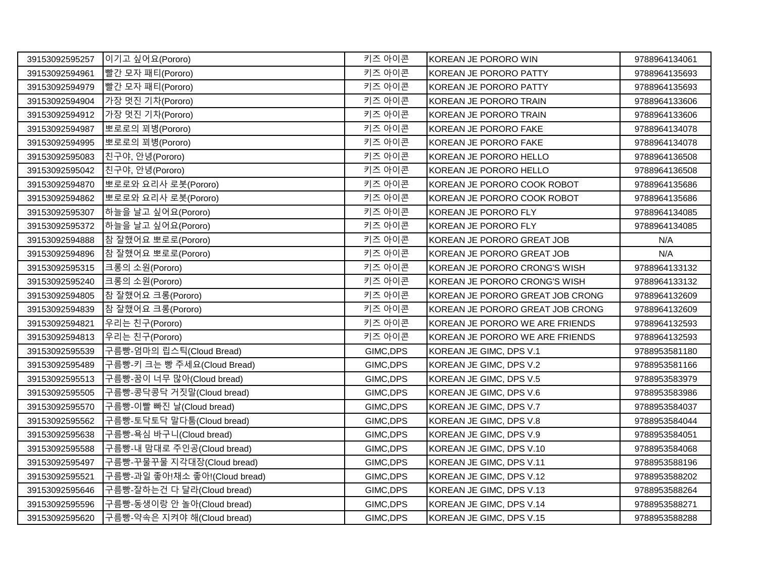| 39153092595257 | 이기고 싶어요(Pororo) | 키즈 아이콘 | KOREAN JE PORORO WIN | 9788964134061 |
|---|---|---|---|---|
| 39153092594961 | 빨간 모자 패티(Pororo) | 키즈 아이콘 | KOREAN JE PORORO PATTY | 9788964135693 |
| 39153092594979 | 빨간 모자 패티(Pororo) | 키즈 아이콘 | KOREAN JE PORORO PATTY | 9788964135693 |
| 39153092594904 | 가장 멋진 기차(Pororo) | 키즈 아이콘 | KOREAN JE PORORO TRAIN | 9788964133606 |
| 39153092594912 | 가장 멋진 기차(Pororo) | 키즈 아이콘 | KOREAN JE PORORO TRAIN | 9788964133606 |
| 39153092594987 | 뽀로로의 꾀병(Pororo) | 키즈 아이콘 | KOREAN JE PORORO FAKE | 9788964134078 |
| 39153092594995 | 뽀로로의 꾀병(Pororo) | 키즈 아이콘 | KOREAN JE PORORO FAKE | 9788964134078 |
| 39153092595083 | 친구야, 안녕(Pororo) | 키즈 아이콘 | KOREAN JE PORORO HELLO | 9788964136508 |
| 39153092595042 | 친구야, 안녕(Pororo) | 키즈 아이콘 | KOREAN JE PORORO HELLO | 9788964136508 |
| 39153092594870 | 뽀로로와 요리사 로봇(Pororo) | 키즈 아이콘 | KOREAN JE PORORO COOK ROBOT | 9788964135686 |
| 39153092594862 | 뽀로로와 요리사 로봇(Pororo) | 키즈 아이콘 | KOREAN JE PORORO COOK ROBOT | 9788964135686 |
| 39153092595307 | 하늘을 날고 싶어요(Pororo) | 키즈 아이콘 | KOREAN JE PORORO FLY | 9788964134085 |
| 39153092595372 | 하늘을 날고 싶어요(Pororo) | 키즈 아이콘 | KOREAN JE PORORO FLY | 9788964134085 |
| 39153092594888 | 참 잘했어요 뽀로로(Pororo) | 키즈 아이콘 | KOREAN JE PORORO GREAT JOB | N/A |
| 39153092594896 | 참 잘했어요 뽀로로(Pororo) | 키즈 아이콘 | KOREAN JE PORORO GREAT JOB | N/A |
| 39153092595315 | 크롱의 소원(Pororo) | 키즈 아이콘 | KOREAN JE PORORO CRONG'S WISH | 9788964133132 |
| 39153092595240 | 크롱의 소원(Pororo) | 키즈 아이콘 | KOREAN JE PORORO CRONG'S WISH | 9788964133132 |
| 39153092594805 | 참 잘했어요 크롱(Pororo) | 키즈 아이콘 | KOREAN JE PORORO GREAT JOB CRONG | 9788964132609 |
| 39153092594839 | 참 잘했어요 크롱(Pororo) | 키즈 아이콘 | KOREAN JE PORORO GREAT JOB CRONG | 9788964132609 |
| 39153092594821 | 우리는 친구(Pororo) | 키즈 아이콘 | KOREAN JE PORORO WE ARE FRIENDS | 9788964132593 |
| 39153092594813 | 우리는 친구(Pororo) | 키즈 아이콘 | KOREAN JE PORORO WE ARE FRIENDS | 9788964132593 |
| 39153092595539 | 구름빵-엄마의 립스틱(Cloud Bread) | GIMC,DPS | KOREAN JE GIMC, DPS V.1 | 9788953581180 |
| 39153092595489 | 구름빵-키 크는 빵 주세요(Cloud Bread) | GIMC,DPS | KOREAN JE GIMC, DPS V.2 | 9788953581166 |
| 39153092595513 | 구름빵-꿈이 너무 많아(Cloud bread) | GIMC,DPS | KOREAN JE GIMC, DPS V.5 | 9788953583979 |
| 39153092595505 | 구름빵-콩닥콩닥 거짓말(Cloud bread) | GIMC,DPS | KOREAN JE GIMC, DPS V.6 | 9788953583986 |
| 39153092595570 | 구름빵-이빨 빠진 날(Cloud bread) | GIMC,DPS | KOREAN JE GIMC, DPS V.7 | 9788953584037 |
| 39153092595562 | 구름빵-토닥토닥 말다툼(Cloud bread) | GIMC,DPS | KOREAN JE GIMC, DPS V.8 | 9788953584044 |
| 39153092595638 | 구름빵-욕심 바구니(Cloud bread) | GIMC,DPS | KOREAN JE GIMC, DPS V.9 | 9788953584051 |
| 39153092595588 | 구름빵-내 맘대로 주인공(Cloud bread) | GIMC,DPS | KOREAN JE GIMC, DPS V.10 | 9788953584068 |
| 39153092595497 | 구름빵-꾸물꾸물 지각대장(Cloud bread) | GIMC,DPS | KOREAN JE GIMC, DPS V.11 | 9788953588196 |
| 39153092595521 | 구름빵-과일 좋아!채소 좋아!(Cloud bread) | GIMC,DPS | KOREAN JE GIMC, DPS V.12 | 9788953588202 |
| 39153092595646 | 구름빵-잘하는건 다 달라(Cloud bread) | GIMC,DPS | KOREAN JE GIMC, DPS V.13 | 9788953588264 |
| 39153092595596 | 구름빵-동생이랑 안 놀아(Cloud bread) | GIMC,DPS | KOREAN JE GIMC, DPS V.14 | 9788953588271 |
| 39153092595620 | 구름빵-약속은 지켜야 해(Cloud bread) | GIMC,DPS | KOREAN JE GIMC, DPS V.15 | 9788953588288 |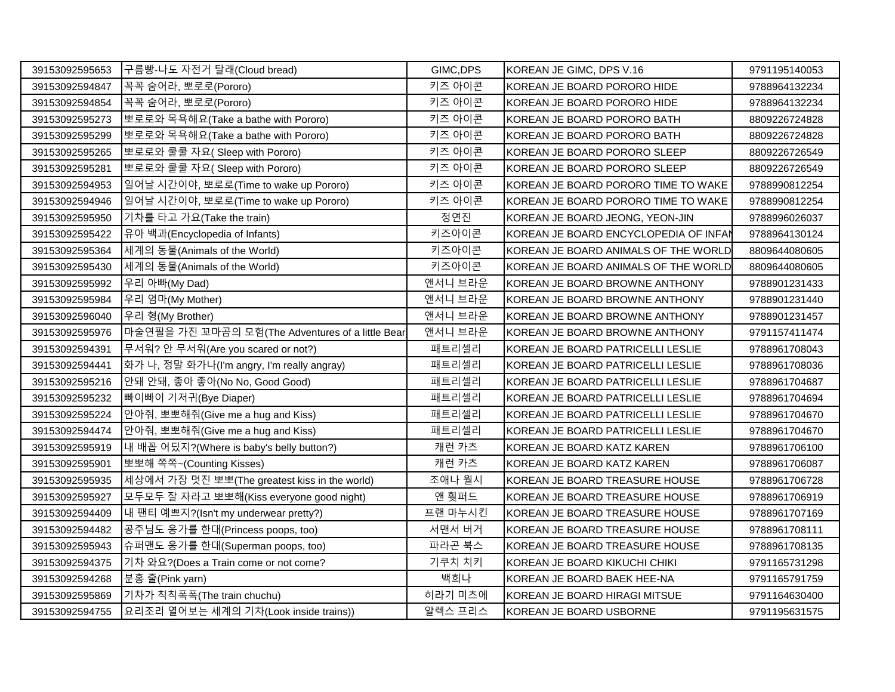| | | | | |
|---|---|---|---|---|
| 39153092595653 | 구름빵-나도 자전거 탈래(Cloud bread) | GIMC,DPS | KOREAN JE GIMC, DPS V.16 | 9791195140053 |
| 39153092594847 | 꼭꼭 숨어라, 뽀로로(Pororo) | 키즈 아이콘 | KOREAN JE BOARD PORORO HIDE | 9788964132234 |
| 39153092594854 | 꼭꼭 숨어라, 뽀로로(Pororo) | 키즈 아이콘 | KOREAN JE BOARD PORORO HIDE | 9788964132234 |
| 39153092595273 | 뽀로로와 목욕해요(Take a bathe with Pororo) | 키즈 아이콘 | KOREAN JE BOARD PORORO BATH | 8809226724828 |
| 39153092595299 | 뽀로로와 목욕해요(Take a bathe with Pororo) | 키즈 아이콘 | KOREAN JE BOARD PORORO BATH | 8809226724828 |
| 39153092595265 | 뽀로로와 쿨쿨 자요( Sleep with Pororo) | 키즈 아이콘 | KOREAN JE BOARD PORORO SLEEP | 8809226726549 |
| 39153092595281 | 뽀로로와 쿨쿨 자요( Sleep with Pororo) | 키즈 아이콘 | KOREAN JE BOARD PORORO SLEEP | 8809226726549 |
| 39153092594953 | 일어날 시간이야, 뽀로로(Time to wake up Pororo) | 키즈 아이콘 | KOREAN JE BOARD PORORO TIME TO WAKE | 9788990812254 |
| 39153092594946 | 일어날 시간이야, 뽀로로(Time to wake up Pororo) | 키즈 아이콘 | KOREAN JE BOARD PORORO TIME TO WAKE | 9788990812254 |
| 39153092595950 | 기차를 타고 가요(Take the train) | 정연진 | KOREAN JE BOARD JEONG, YEON-JIN | 9788996026037 |
| 39153092595422 | 유아 백과(Encyclopedia of Infants) | 키즈아이콘 | KOREAN JE BOARD ENCYCLOPEDIA OF INFAN | 9788964130124 |
| 39153092595364 | 세계의 동물(Animals of the World) | 키즈아이콘 | KOREAN JE BOARD ANIMALS OF THE WORLD | 8809644080605 |
| 39153092595430 | 세계의 동물(Animals of the World) | 키즈아이콘 | KOREAN JE BOARD ANIMALS OF THE WORLD | 8809644080605 |
| 39153092595992 | 우리 아빠(My Dad) | 앤서니 브라운 | KOREAN JE BOARD BROWNE ANTHONY | 9788901231433 |
| 39153092595984 | 우리 엄마(My Mother) | 앤서니 브라운 | KOREAN JE BOARD BROWNE ANTHONY | 9788901231440 |
| 39153092596040 | 우리 형(My Brother) | 앤서니 브라운 | KOREAN JE BOARD BROWNE ANTHONY | 9788901231457 |
| 39153092595976 | 마술연필을 가진 꼬마곰의 모험(The Adventures of a little Bear | 앤서니 브라운 | KOREAN JE BOARD BROWNE ANTHONY | 9791157411474 |
| 39153092594391 | 무서워? 안 무서워(Are you scared or not?) | 패트리셀리 | KOREAN JE BOARD PATRICELLI LESLIE | 9788961708043 |
| 39153092594441 | 화가 나, 정말 화가나(I'm angry, I'm really angray) | 패트리셀리 | KOREAN JE BOARD PATRICELLI LESLIE | 9788961708036 |
| 39153092595216 | 안돼 안돼, 좋아 좋아(No No, Good Good) | 패트리셀리 | KOREAN JE BOARD PATRICELLI LESLIE | 9788961704687 |
| 39153092595232 | 빠이빠이 기저귀(Bye Diaper) | 패트리셀리 | KOREAN JE BOARD PATRICELLI LESLIE | 9788961704694 |
| 39153092595224 | 안아줘, 뽀뽀해줘(Give me a hug and Kiss) | 패트리셀리 | KOREAN JE BOARD PATRICELLI LESLIE | 9788961704670 |
| 39153092594474 | 안아줘, 뽀뽀해줘(Give me a hug and Kiss) | 패트리셀리 | KOREAN JE BOARD PATRICELLI LESLIE | 9788961704670 |
| 39153092595919 | 내 배꼽 어딨지?(Where is baby's belly button?) | 캐런 카츠 | KOREAN JE BOARD KATZ KAREN | 9788961706100 |
| 39153092595901 | 뽀뽀해 쭉쭉~(Counting Kisses) | 캐런 카츠 | KOREAN JE BOARD KATZ KAREN | 9788961706087 |
| 39153092595935 | 세상에서 가장 멋진 뽀뽀(The greatest kiss in the world) | 조애나 월시 | KOREAN JE BOARD TREASURE HOUSE | 9788961706728 |
| 39153092595927 | 모두모두 잘 자라고 뽀뽀해(Kiss everyone good night) | 앤 휫퍼드 | KOREAN JE BOARD TREASURE HOUSE | 9788961706919 |
| 39153092594409 | 내 팬티 예쁘지?(Isn't my underwear pretty?) | 프랜 마누시킨 | KOREAN JE BOARD TREASURE HOUSE | 9788961707169 |
| 39153092594482 | 공주님도 응가를 한대(Princess poops, too) | 서맨서 버거 | KOREAN JE BOARD TREASURE HOUSE | 9788961708111 |
| 39153092595943 | 슈퍼맨도 응가를 한대(Superman poops, too) | 파라곤 북스 | KOREAN JE BOARD TREASURE HOUSE | 9788961708135 |
| 39153092594375 | 기차 와요?(Does a Train come or not come? | 기쿠치 치키 | KOREAN JE BOARD KIKUCHI CHIKI | 9791165731298 |
| 39153092594268 | 분홍 줄(Pink yarn) | 백희나 | KOREAN JE BOARD BAEK HEE-NA | 9791165791759 |
| 39153092595869 | 기차가 칙칙폭폭(The train chuchu) | 히라기 미츠에 | KOREAN JE BOARD HIRAGI MITSUE | 9791164630400 |
| 39153092594755 | 요리조리 열어보는 세계의 기차(Look inside trains)) | 알렉스 프리스 | KOREAN JE BOARD USBORNE | 9791195631575 |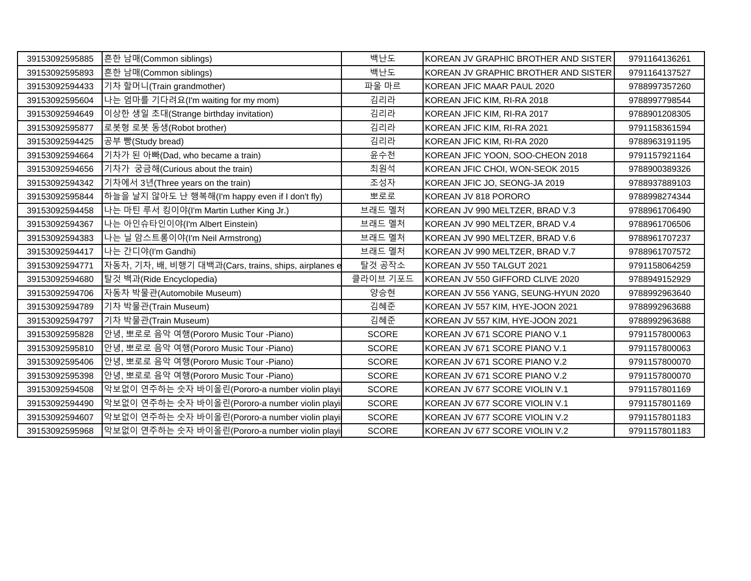| | | | | |
|---|---|---|---|---|
| 39153092595885 | 흔한 남매(Common siblings) | 백난도 | KOREAN JV GRAPHIC BROTHER AND SISTER | 9791164136261 |
| 39153092595893 | 흔한 남매(Common siblings) | 백난도 | KOREAN JV GRAPHIC BROTHER AND SISTER | 9791164137527 |
| 39153092594433 | 기차 할머니(Train grandmother) | 파울 마르 | KOREAN JFIC MAAR PAUL 2020 | 9788997357260 |
| 39153092595604 | 나는 엄마를 기다려요(I'm waiting for my mom) | 김리라 | KOREAN JFIC KIM, RI-RA 2018 | 9788997798544 |
| 39153092594649 | 이상한 생일 초대(Strange birthday invitation) | 김리라 | KOREAN JFIC KIM, RI-RA 2017 | 9788901208305 |
| 39153092595877 | 로봇형 로봇 동생(Robot brother) | 김리라 | KOREAN JFIC KIM, RI-RA 2021 | 9791158361594 |
| 39153092594425 | 공부 빵(Study bread) | 김리라 | KOREAN JFIC KIM, RI-RA 2020 | 9788963191195 |
| 39153092594664 | 기차가 된 아빠(Dad, who became a train) | 윤수천 | KOREAN JFIC YOON, SOO-CHEON 2018 | 9791157921164 |
| 39153092594656 | 기차가  궁금해(Curious about the train) | 최원석 | KOREAN JFIC CHOI, WON-SEOK 2015 | 9788900389326 |
| 39153092594342 | 기차에서 3년(Three years on the train) | 조성자 | KOREAN JFIC JO, SEONG-JA 2019 | 9788937889103 |
| 39153092595844 | 하늘을 날지 않아도 난 행복해(I'm happy even if I don't fly) | 뽀로로 | KOREAN JV 818 PORORO | 9788998274344 |
| 39153092594458 | 나는 마틴 루서 킹이야(I'm Martin Luther King Jr.) | 브래드 멜처 | KOREAN JV 990 MELTZER, BRAD V.3 | 9788961706490 |
| 39153092594367 | 나는 아인슈타인이야(I'm Albert Einstein) | 브래드 멜처 | KOREAN JV 990 MELTZER, BRAD V.4 | 9788961706506 |
| 39153092594383 | 나는 닐 암스트롱이야(I'm Neil Armstrong) | 브래드 멜처 | KOREAN JV 990 MELTZER, BRAD V.6 | 9788961707237 |
| 39153092594417 | 나는 간디야(I'm Gandhi) | 브래드 멜처 | KOREAN JV 990 MELTZER, BRAD V.7 | 9788961707572 |
| 39153092594771 | 자동차, 기차, 배, 비행기 대백과(Cars, trains, ships, airplanes e | 탈것 공작소 | KOREAN JV 550 TALGUT 2021 | 9791158064259 |
| 39153092594680 | 탈것 백과(Ride Encyclopedia) | 클라이브 기포드 | KOREAN JV 550 GIFFORD CLIVE 2020 | 9788949152929 |
| 39153092594706 | 자동차 박물관(Automobile Museum) | 양승현 | KOREAN JV 556 YANG, SEUNG-HYUN 2020 | 9788992963640 |
| 39153092594789 | 기차 박물관(Train Museum) | 김혜준 | KOREAN JV 557 KIM, HYE-JOON 2021 | 9788992963688 |
| 39153092594797 | 기차 박물관(Train Museum) | 김혜준 | KOREAN JV 557 KIM, HYE-JOON 2021 | 9788992963688 |
| 39153092595828 | 안녕, 뽀로로 음악 여행(Pororo Music Tour -Piano) | SCORE | KOREAN JV 671 SCORE PIANO V.1 | 9791157800063 |
| 39153092595810 | 안녕, 뽀로로 음악 여행(Pororo Music Tour -Piano) | SCORE | KOREAN JV 671 SCORE PIANO V.1 | 9791157800063 |
| 39153092595406 | 안녕, 뽀로로 음악 여행(Pororo Music Tour -Piano) | SCORE | KOREAN JV 671 SCORE PIANO V.2 | 9791157800070 |
| 39153092595398 | 안녕, 뽀로로 음악 여행(Pororo Music Tour -Piano) | SCORE | KOREAN JV 671 SCORE PIANO V.2 | 9791157800070 |
| 39153092594508 | 악보없이 연주하는 숫자 바이올린(Pororo-a number violin playi | SCORE | KOREAN JV 677 SCORE VIOLIN V.1 | 9791157801169 |
| 39153092594490 | 악보없이 연주하는 숫자 바이올린(Pororo-a number violin playi | SCORE | KOREAN JV 677 SCORE VIOLIN V.1 | 9791157801169 |
| 39153092594607 | 악보없이 연주하는 숫자 바이올린(Pororo-a number violin playi | SCORE | KOREAN JV 677 SCORE VIOLIN V.2 | 9791157801183 |
| 39153092595968 | 악보없이 연주하는 숫자 바이올린(Pororo-a number violin playi | SCORE | KOREAN JV 677 SCORE VIOLIN V.2 | 9791157801183 |